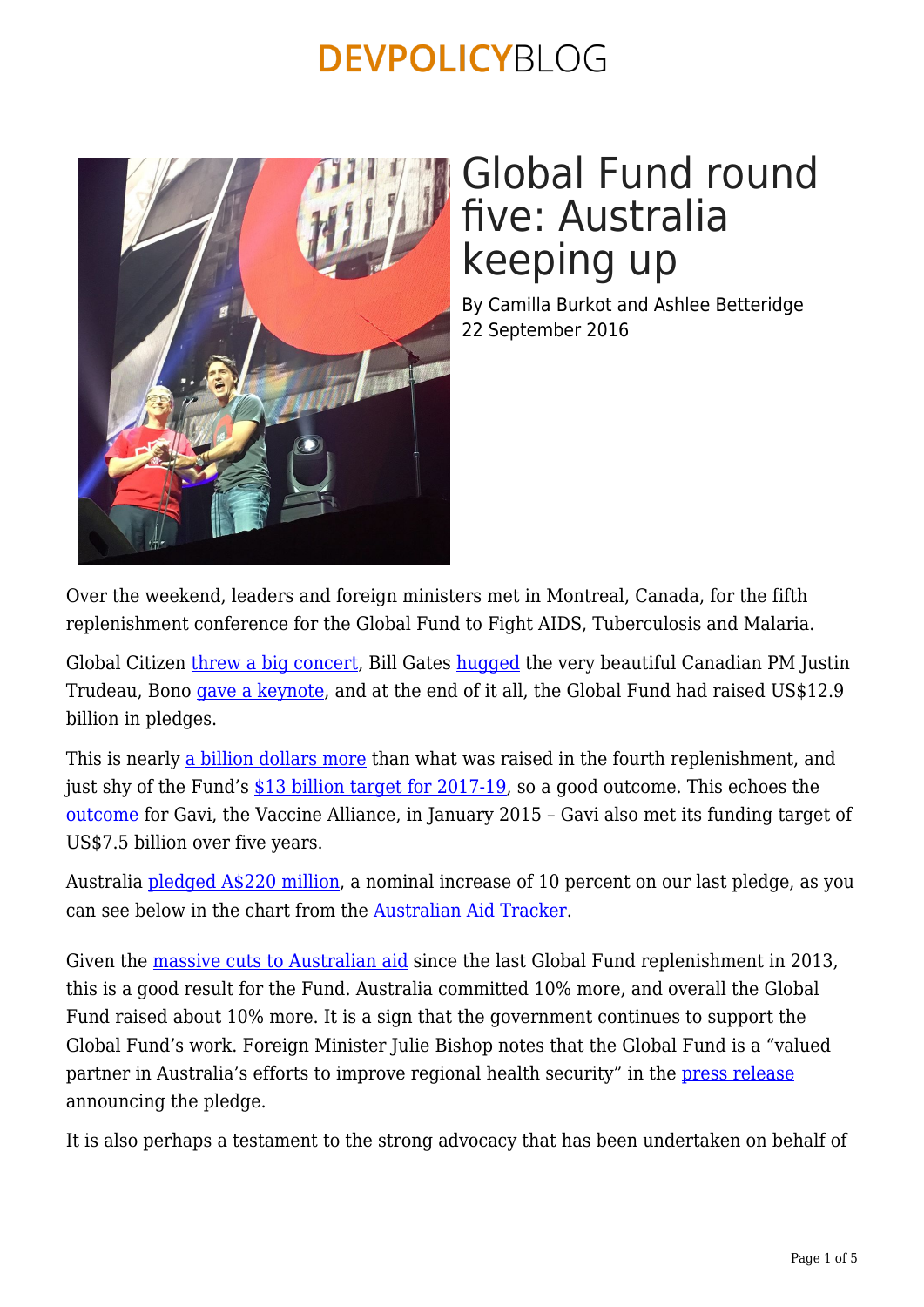# Global Fund round five: Australia keeping up

By Camilla Burkot and Ashlee Betteridge
22 September 2016

Over the weekend, leaders and foreign ministers met in Montreal, Canada, for the fifth replenishment conference for the Global Fund to Fight AIDS, Tuberculosis and Malaria.

Global Citizen threw a big concert, Bill Gates hugged the very beautiful Canadian PM Justin Trudeau, Bono gave a keynote, and at the end of it all, the Global Fund had raised US$12.9 billion in pledges.

This is nearly a billion dollars more than what was raised in the fourth replenishment, and just shy of the Fund's $13 billion target for 2017-19, so a good outcome. This echoes the outcome for Gavi, the Vaccine Alliance, in January 2015 – Gavi also met its funding target of US$7.5 billion over five years.

Australia pledged A$220 million, a nominal increase of 10 percent on our last pledge, as you can see below in the chart from the Australian Aid Tracker.

Given the massive cuts to Australian aid since the last Global Fund replenishment in 2013, this is a good result for the Fund. Australia committed 10% more, and overall the Global Fund raised about 10% more. It is a sign that the government continues to support the Global Fund's work. Foreign Minister Julie Bishop notes that the Global Fund is a "valued partner in Australia's efforts to improve regional health security" in the press release announcing the pledge.

It is also perhaps a testament to the strong advocacy that has been undertaken on behalf of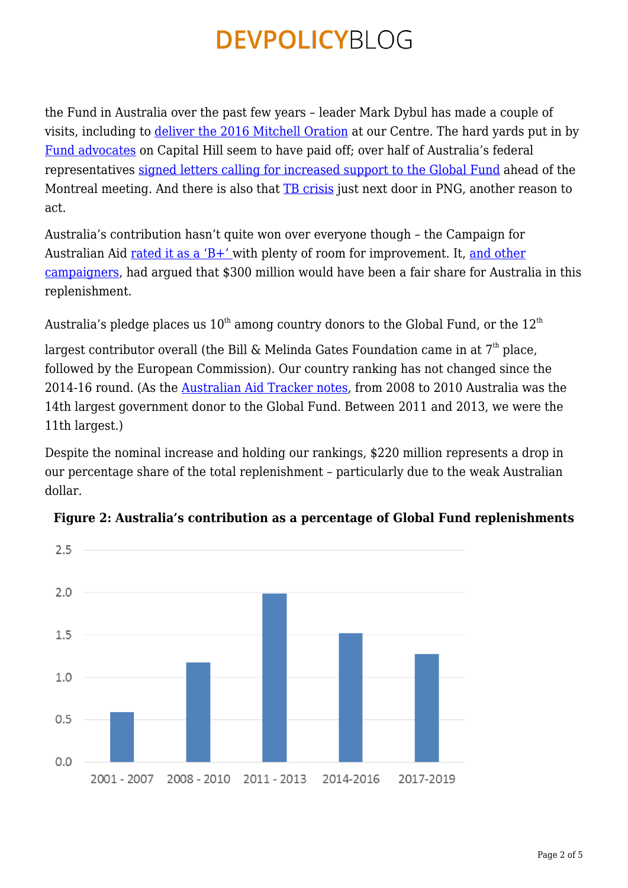the Fund in Australia over the past few years – leader Mark Dybul has made a couple of visits, including to deliver the 2016 Mitchell Oration at our Centre. The hard yards put in by Fund advocates on Capital Hill seem to have paid off; over half of Australia's federal representatives signed letters calling for increased support to the Global Fund ahead of the Montreal meeting. And there is also that TB crisis just next door in PNG, another reason to act.

Australia's contribution hasn't quite won over everyone though – the Campaign for Australian Aid rated it as a 'B+' with plenty of room for improvement. It, and other campaigners, had argued that $300 million would have been a fair share for Australia in this replenishment.

Australia's pledge places us 10th among country donors to the Global Fund, or the 12th largest contributor overall (the Bill & Melinda Gates Foundation came in at 7th place, followed by the European Commission). Our country ranking has not changed since the 2014-16 round. (As the Australian Aid Tracker notes, from 2008 to 2010 Australia was the 14th largest government donor to the Global Fund. Between 2011 and 2013, we were the 11th largest.)

Despite the nominal increase and holding our rankings, $220 million represents a drop in our percentage share of the total replenishment – particularly due to the weak Australian dollar.

**Figure 2: Australia's contribution as a percentage of Global Fund replenishments**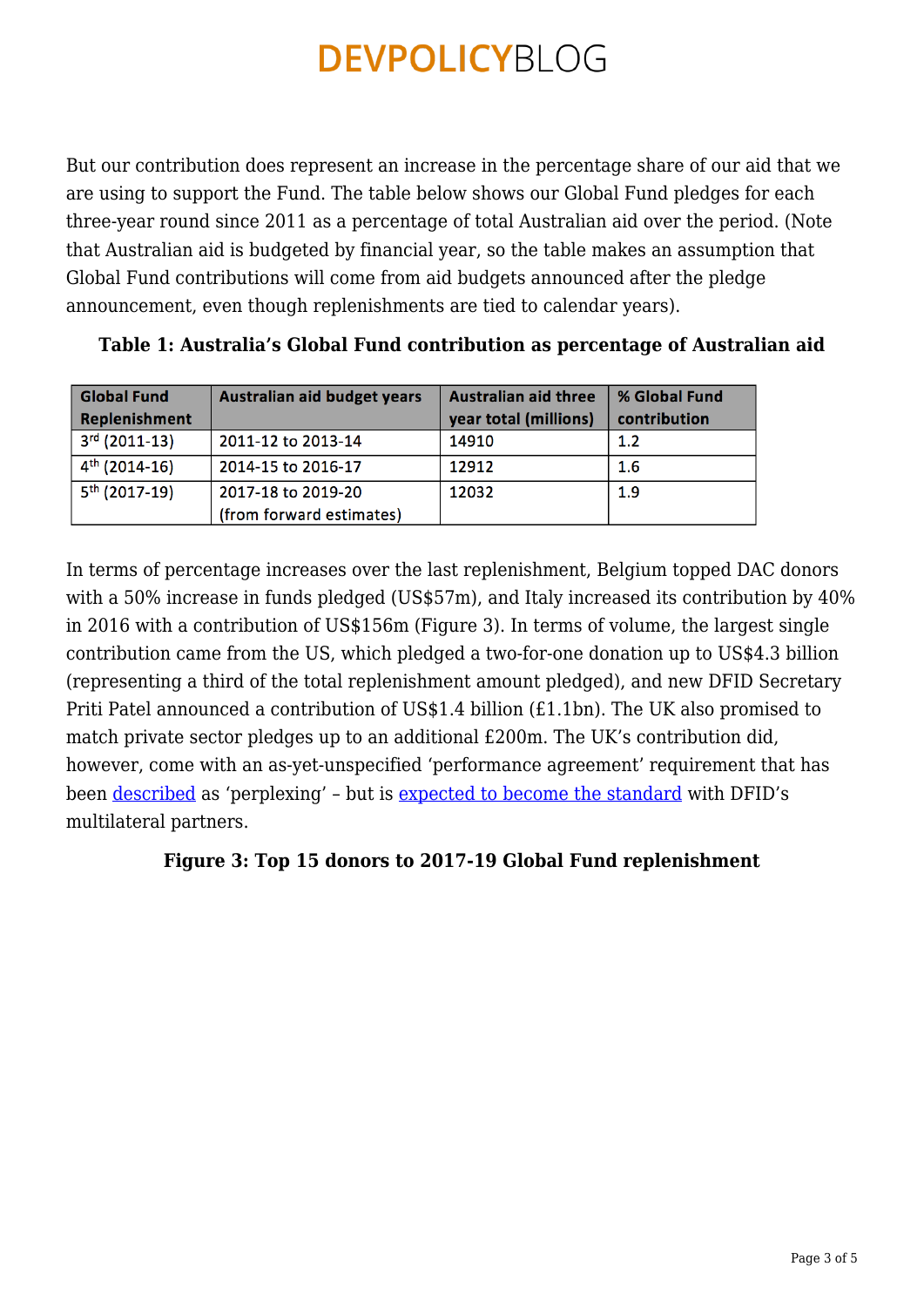But our contribution does represent an increase in the percentage share of our aid that we are using to support the Fund. The table below shows our Global Fund pledges for each three-year round since 2011 as a percentage of total Australian aid over the period. (Note that Australian aid is budgeted by financial year, so the table makes an assumption that Global Fund contributions will come from aid budgets announced after the pledge announcement, even though replenishments are tied to calendar years).

**Table 1: Australia's Global Fund contribution as percentage of Australian aid**

| Global Fund Replenishment | Australian aid budget years | Australian aid three year total (millions) | % Global Fund contribution |
|---|---|---|---|
| 3rd (2011-13) | 2011-12 to 2013-14 | 14910 | 1.2 |
| 4th (2014-16) | 2014-15 to 2016-17 | 12912 | 1.6 |
| 5th (2017-19) | 2017-18 to 2019-20 (from forward estimates) | 12032 | 1.9 |

In terms of percentage increases over the last replenishment, Belgium topped DAC donors with a 50% increase in funds pledged (US$57m), and Italy increased its contribution by 40% in 2016 with a contribution of US$156m (Figure 3). In terms of volume, the largest single contribution came from the US, which pledged a two-for-one donation up to US$4.3 billion (representing a third of the total replenishment amount pledged), and new DFID Secretary Priti Patel announced a contribution of US$1.4 billion (£1.1bn). The UK also promised to match private sector pledges up to an additional £200m. The UK's contribution did, however, come with an as-yet-unspecified 'performance agreement' requirement that has been described as 'perplexing' – but is expected to become the standard with DFID's multilateral partners.

**Figure 3: Top 15 donors to 2017-19 Global Fund replenishment**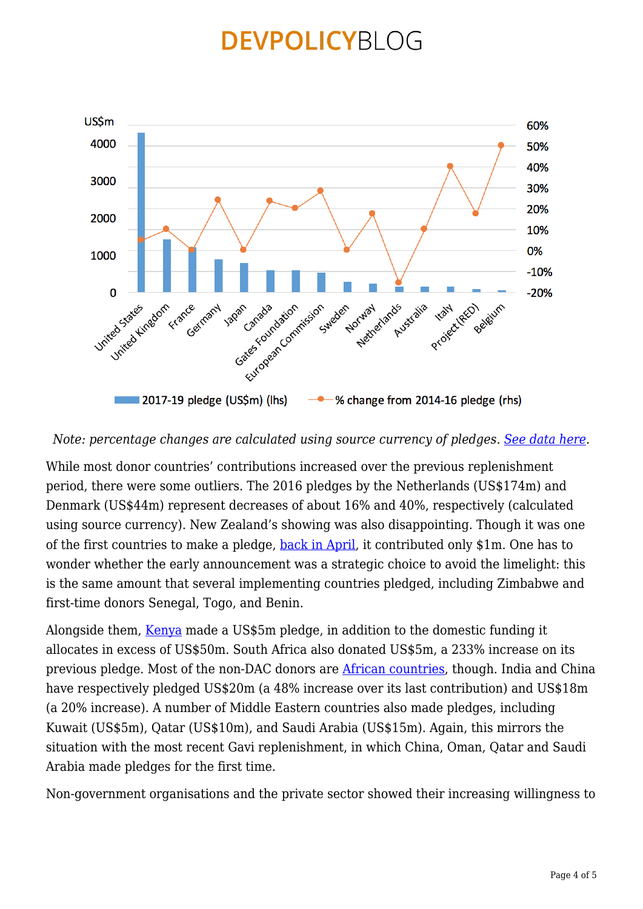*Note: percentage changes are calculated using source currency of pledges. See data here.*

While most donor countries' contributions increased over the previous replenishment period, there were some outliers. The 2016 pledges by the Netherlands (US$174m) and Denmark (US$44m) represent decreases of about 16% and 40%, respectively (calculated using source currency). New Zealand's showing was also disappointing. Though it was one of the first countries to make a pledge, back in April, it contributed only $1m. One has to wonder whether the early announcement was a strategic choice to avoid the limelight: this is the same amount that several implementing countries pledged, including Zimbabwe and first-time donors Senegal, Togo, and Benin.

Alongside them, Kenya made a US$5m pledge, in addition to the domestic funding it allocates in excess of US$50m. South Africa also donated US$5m, a 233% increase on its previous pledge. Most of the non-DAC donors are African countries, though. India and China have respectively pledged US$20m (a 48% increase over its last contribution) and US$18m (a 20% increase). A number of Middle Eastern countries also made pledges, including Kuwait (US$5m), Qatar (US$10m), and Saudi Arabia (US$15m). Again, this mirrors the situation with the most recent Gavi replenishment, in which China, Oman, Qatar and Saudi Arabia made pledges for the first time.

Non-government organisations and the private sector showed their increasing willingness to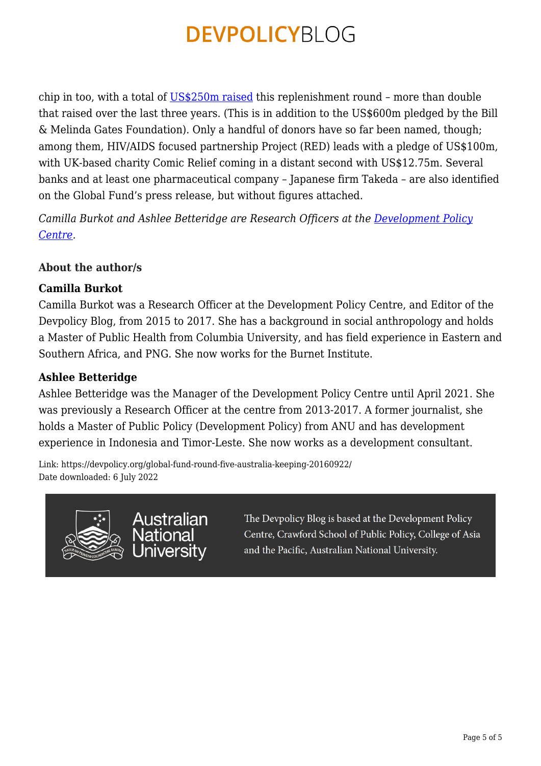chip in too, with a total of [US$250m raised](#) this replenishment round – more than double that raised over the last three years. (This is in addition to the US$600m pledged by the Bill & Melinda Gates Foundation). Only a handful of donors have so far been named, though; among them, HIV/AIDS focused partnership Project (RED) leads with a pledge of US$100m, with UK-based charity Comic Relief coming in a distant second with US$12.75m. Several banks and at least one pharmaceutical company – Japanese firm Takeda – are also identified on the Global Fund's press release, but without figures attached.

*Camilla Burkot and Ashlee Betteridge are Research Officers at the [Development Policy Centre](#).*

#### About the author/s

#### Camilla Burkot

Camilla Burkot was a Research Officer at the Development Policy Centre, and Editor of the Devpolicy Blog, from 2015 to 2017. She has a background in social anthropology and holds a Master of Public Health from Columbia University, and has field experience in Eastern and Southern Africa, and PNG. She now works for the Burnet Institute.

#### Ashlee Betteridge

Ashlee Betteridge was the Manager of the Development Policy Centre until April 2021. She was previously a Research Officer at the centre from 2013-2017. A former journalist, she holds a Master of Public Policy (Development Policy) from ANU and has development experience in Indonesia and Timor-Leste. She now works as a development consultant.

Link: https://devpolicy.org/global-fund-round-five-australia-keeping-20160922/
Date downloaded: 6 July 2022

Australian National University

The Devpolicy Blog is based at the Development Policy Centre, Crawford School of Public Policy, College of Asia and the Pacific, Australian National University.